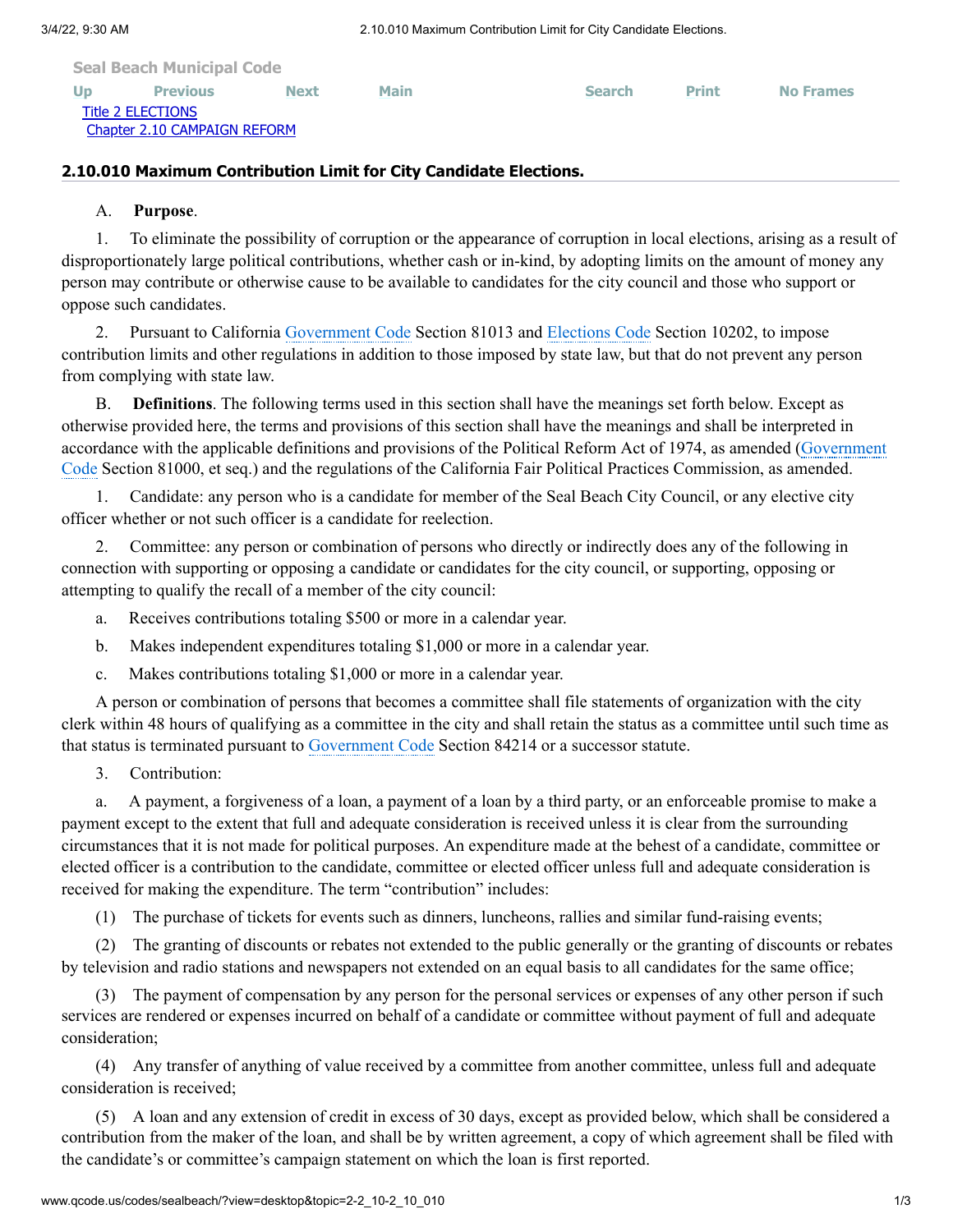Seal Beach Municipal Code

Up Previous Next Main Search Print No Frames

Title 2 ELECTIONS

Chapter 2.10 CAMPAIGN REFORM

## 2.10.010 Maximum Contribution Limit for City Candidate Elections.

A. **Purpose**.

1. To eliminate the possibility of corruption or the appearance of corruption in local elections, arising as a result of disproportionately large political contributions, whether cash or in-kind, by adopting limits on the amount of money any person may contribute or otherwise cause to be available to candidates for the city council and those who support or oppose such candidates.

2. Pursuant to California Government Code Section 81013 and Elections Code Section 10202, to impose contribution limits and other regulations in addition to those imposed by state law, but that do not prevent any person from complying with state law.

B. **Definitions**. The following terms used in this section shall have the meanings set forth below. Except as otherwise provided here, the terms and provisions of this section shall have the meanings and shall be interpreted in accordance with the applicable definitions and provisions of the Political Reform Act of 1974, as amended (Government Code Section 81000, et seq.) and the regulations of the California Fair Political Practices Commission, as amended.

1. Candidate: any person who is a candidate for member of the Seal Beach City Council, or any elective city officer whether or not such officer is a candidate for reelection.

2. Committee: any person or combination of persons who directly or indirectly does any of the following in connection with supporting or opposing a candidate or candidates for the city council, or supporting, opposing or attempting to qualify the recall of a member of the city council:

a. Receives contributions totaling $500 or more in a calendar year.

b. Makes independent expenditures totaling $1,000 or more in a calendar year.

c. Makes contributions totaling $1,000 or more in a calendar year.

A person or combination of persons that becomes a committee shall file statements of organization with the city clerk within 48 hours of qualifying as a committee in the city and shall retain the status as a committee until such time as that status is terminated pursuant to Government Code Section 84214 or a successor statute.

3. Contribution:

a. A payment, a forgiveness of a loan, a payment of a loan by a third party, or an enforceable promise to make a payment except to the extent that full and adequate consideration is received unless it is clear from the surrounding circumstances that it is not made for political purposes. An expenditure made at the behest of a candidate, committee or elected officer is a contribution to the candidate, committee or elected officer unless full and adequate consideration is received for making the expenditure. The term "contribution" includes:

(1) The purchase of tickets for events such as dinners, luncheons, rallies and similar fund-raising events;

(2) The granting of discounts or rebates not extended to the public generally or the granting of discounts or rebates by television and radio stations and newspapers not extended on an equal basis to all candidates for the same office;

(3) The payment of compensation by any person for the personal services or expenses of any other person if such services are rendered or expenses incurred on behalf of a candidate or committee without payment of full and adequate consideration;

(4) Any transfer of anything of value received by a committee from another committee, unless full and adequate consideration is received;

(5) A loan and any extension of credit in excess of 30 days, except as provided below, which shall be considered a contribution from the maker of the loan, and shall be by written agreement, a copy of which agreement shall be filed with the candidate's or committee's campaign statement on which the loan is first reported.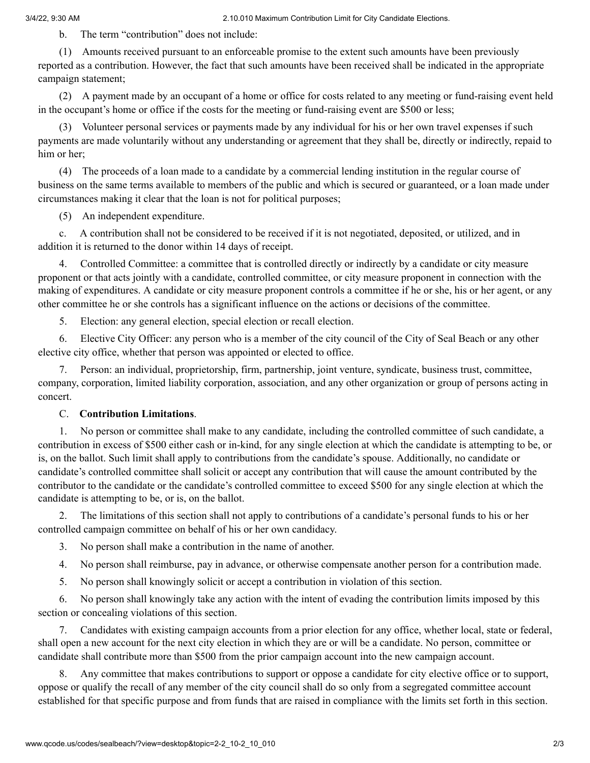b. The term "contribution" does not include:

(1) Amounts received pursuant to an enforceable promise to the extent such amounts have been previously reported as a contribution. However, the fact that such amounts have been received shall be indicated in the appropriate campaign statement;

(2) A payment made by an occupant of a home or office for costs related to any meeting or fund-raising event held in the occupant's home or office if the costs for the meeting or fund-raising event are $500 or less;

(3) Volunteer personal services or payments made by any individual for his or her own travel expenses if such payments are made voluntarily without any understanding or agreement that they shall be, directly or indirectly, repaid to him or her;

(4) The proceeds of a loan made to a candidate by a commercial lending institution in the regular course of business on the same terms available to members of the public and which is secured or guaranteed, or a loan made under circumstances making it clear that the loan is not for political purposes;

(5) An independent expenditure.

c. A contribution shall not be considered to be received if it is not negotiated, deposited, or utilized, and in addition it is returned to the donor within 14 days of receipt.

4. Controlled Committee: a committee that is controlled directly or indirectly by a candidate or city measure proponent or that acts jointly with a candidate, controlled committee, or city measure proponent in connection with the making of expenditures. A candidate or city measure proponent controls a committee if he or she, his or her agent, or any other committee he or she controls has a significant influence on the actions or decisions of the committee.

5. Election: any general election, special election or recall election.

6. Elective City Officer: any person who is a member of the city council of the City of Seal Beach or any other elective city office, whether that person was appointed or elected to office.

7. Person: an individual, proprietorship, firm, partnership, joint venture, syndicate, business trust, committee, company, corporation, limited liability corporation, association, and any other organization or group of persons acting in concert.

C. **Contribution Limitations**.

1. No person or committee shall make to any candidate, including the controlled committee of such candidate, a contribution in excess of $500 either cash or in-kind, for any single election at which the candidate is attempting to be, or is, on the ballot. Such limit shall apply to contributions from the candidate's spouse. Additionally, no candidate or candidate's controlled committee shall solicit or accept any contribution that will cause the amount contributed by the contributor to the candidate or the candidate's controlled committee to exceed $500 for any single election at which the candidate is attempting to be, or is, on the ballot.

2. The limitations of this section shall not apply to contributions of a candidate's personal funds to his or her controlled campaign committee on behalf of his or her own candidacy.

3. No person shall make a contribution in the name of another.

4. No person shall reimburse, pay in advance, or otherwise compensate another person for a contribution made.

5. No person shall knowingly solicit or accept a contribution in violation of this section.

6. No person shall knowingly take any action with the intent of evading the contribution limits imposed by this section or concealing violations of this section.

7. Candidates with existing campaign accounts from a prior election for any office, whether local, state or federal, shall open a new account for the next city election in which they are or will be a candidate. No person, committee or candidate shall contribute more than $500 from the prior campaign account into the new campaign account.

8. Any committee that makes contributions to support or oppose a candidate for city elective office or to support, oppose or qualify the recall of any member of the city council shall do so only from a segregated committee account established for that specific purpose and from funds that are raised in compliance with the limits set forth in this section.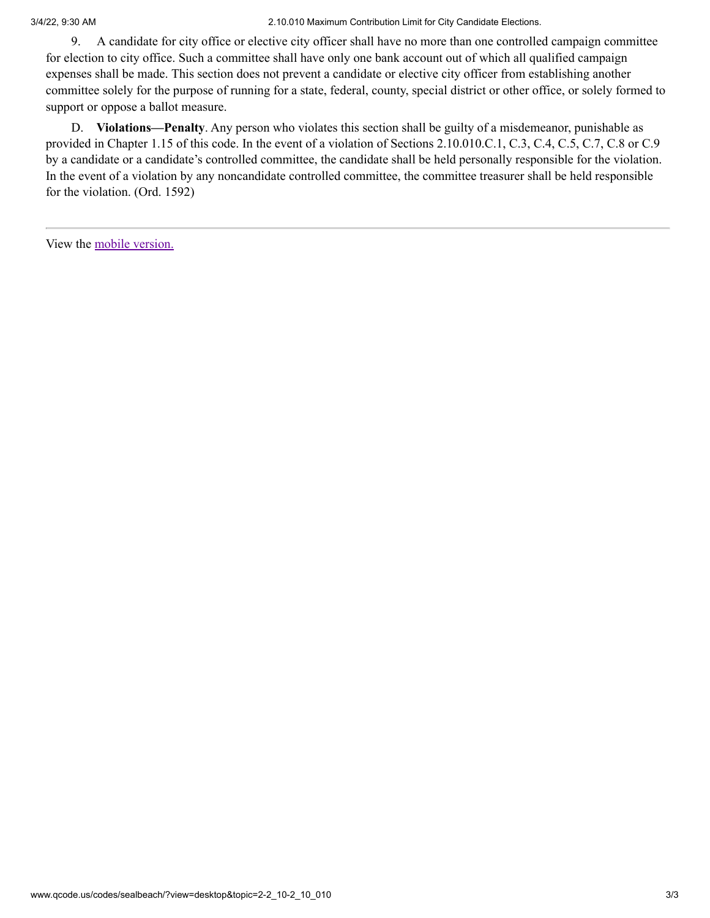9. A candidate for city office or elective city officer shall have no more than one controlled campaign committee for election to city office. Such a committee shall have only one bank account out of which all qualified campaign expenses shall be made. This section does not prevent a candidate or elective city officer from establishing another committee solely for the purpose of running for a state, federal, county, special district or other office, or solely formed to support or oppose a ballot measure.

D. **Violations—Penalty**. Any person who violates this section shall be guilty of a misdemeanor, punishable as provided in Chapter 1.15 of this code. In the event of a violation of Sections 2.10.010.C.1, C.3, C.4, C.5, C.7, C.8 or C.9 by a candidate or a candidate's controlled committee, the candidate shall be held personally responsible for the violation. In the event of a violation by any noncandidate controlled committee, the committee treasurer shall be held responsible for the violation. (Ord. 1592)

---

View the mobile version.